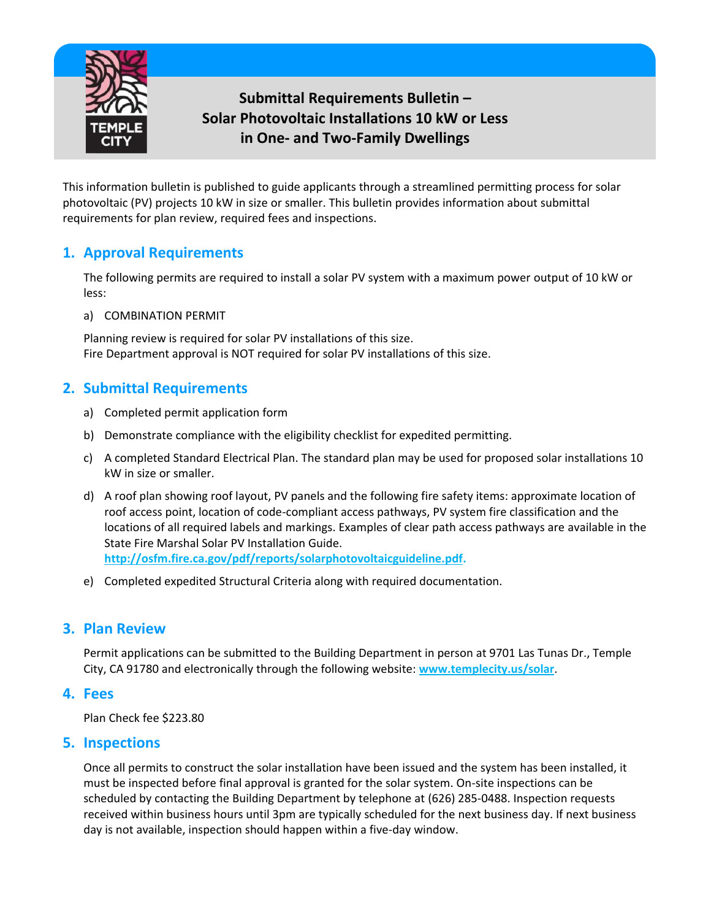# Submittal Requirements Bulletin – Solar Photovoltaic Installations 10 kW or Less in One- and Two-Family Dwellings

This information bulletin is published to guide applicants through a streamlined permitting process for solar photovoltaic (PV) projects 10 kW in size or smaller. This bulletin provides information about submittal requirements for plan review, required fees and inspections.

## 1. Approval Requirements

The following permits are required to install a solar PV system with a maximum power output of 10 kW or less:

a) COMBINATION PERMIT

Planning review is required for solar PV installations of this size.
Fire Department approval is NOT required for solar PV installations of this size.

## 2. Submittal Requirements

a) Completed permit application form

b) Demonstrate compliance with the eligibility checklist for expedited permitting.

c) A completed Standard Electrical Plan. The standard plan may be used for proposed solar installations 10 kW in size or smaller.

d) A roof plan showing roof layout, PV panels and the following fire safety items: approximate location of roof access point, location of code-compliant access pathways, PV system fire classification and the locations of all required labels and markings. Examples of clear path access pathways are available in the State Fire Marshal Solar PV Installation Guide. **http://osfm.fire.ca.gov/pdf/reports/solarphotovoltaicguideline.pdf.**

e) Completed expedited Structural Criteria along with required documentation.

## 3. Plan Review

Permit applications can be submitted to the Building Department in person at 9701 Las Tunas Dr., Temple City, CA 91780 and electronically through the following website: **www.templecity.us/solar**.

## 4. Fees

Plan Check fee $223.80

## 5. Inspections

Once all permits to construct the solar installation have been issued and the system has been installed, it must be inspected before final approval is granted for the solar system. On-site inspections can be scheduled by contacting the Building Department by telephone at (626) 285-0488. Inspection requests received within business hours until 3pm are typically scheduled for the next business day. If next business day is not available, inspection should happen within a five-day window.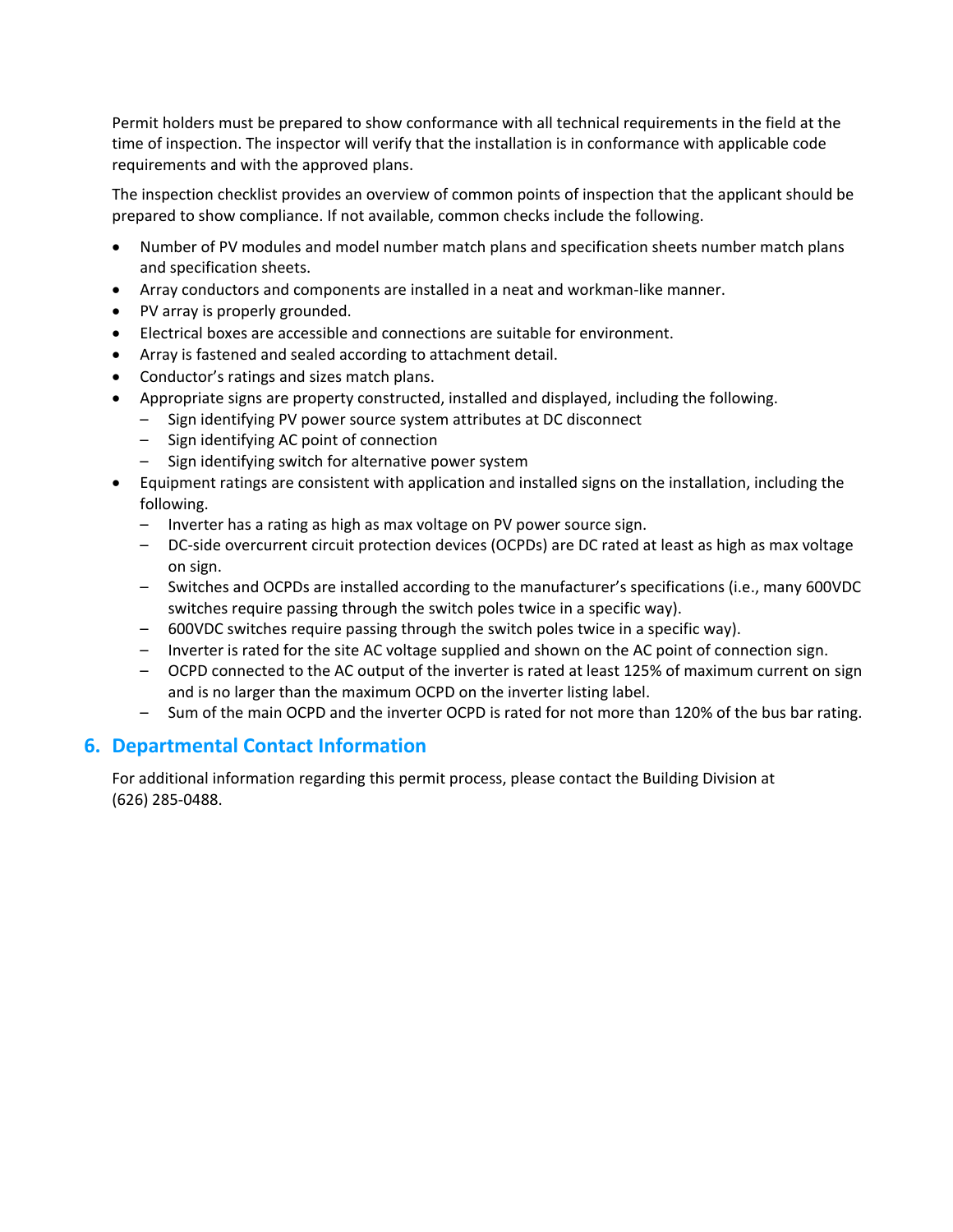Permit holders must be prepared to show conformance with all technical requirements in the field at the time of inspection. The inspector will verify that the installation is in conformance with applicable code requirements and with the approved plans.

The inspection checklist provides an overview of common points of inspection that the applicant should be prepared to show compliance. If not available, common checks include the following.

- Number of PV modules and model number match plans and specification sheets number match plans and specification sheets.
- Array conductors and components are installed in a neat and workman-like manner.
- PV array is properly grounded.
- Electrical boxes are accessible and connections are suitable for environment.
- Array is fastened and sealed according to attachment detail.
- Conductor's ratings and sizes match plans.
- Appropriate signs are property constructed, installed and displayed, including the following.
  - Sign identifying PV power source system attributes at DC disconnect
  - Sign identifying AC point of connection
  - Sign identifying switch for alternative power system
- Equipment ratings are consistent with application and installed signs on the installation, including the following.
  - Inverter has a rating as high as max voltage on PV power source sign.
  - DC-side overcurrent circuit protection devices (OCPDs) are DC rated at least as high as max voltage on sign.
  - Switches and OCPDs are installed according to the manufacturer's specifications (i.e., many 600VDC switches require passing through the switch poles twice in a specific way).
  - 600VDC switches require passing through the switch poles twice in a specific way).
  - Inverter is rated for the site AC voltage supplied and shown on the AC point of connection sign.
  - OCPD connected to the AC output of the inverter is rated at least 125% of maximum current on sign and is no larger than the maximum OCPD on the inverter listing label.
  - Sum of the main OCPD and the inverter OCPD is rated for not more than 120% of the bus bar rating.

## 6. Departmental Contact Information

For additional information regarding this permit process, please contact the Building Division at (626) 285-0488.